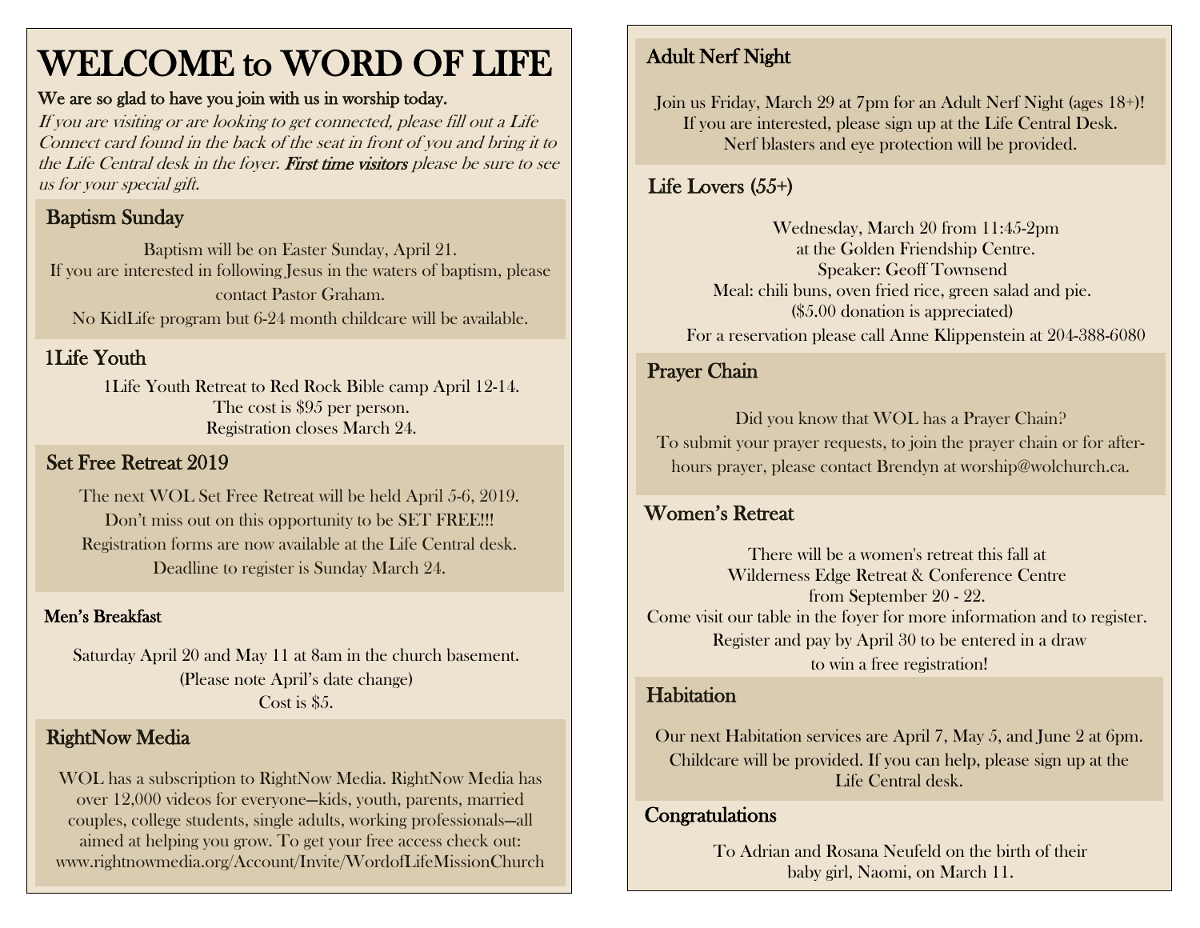# WELCOME to WORD OF LIFE

**We are so glad to have you join with us in worship today.**

*If you are visiting or are looking to get connected, please fill out a Life Connect card found in the back of the seat in front of you and bring it to the Life Central desk in the foyer.* ***First time visitors*** *please be sure to see us for your special gift.*

## Baptism Sunday

Baptism will be on Easter Sunday, April 21.
If you are interested in following Jesus in the waters of baptism, please contact Pastor Graham.
No KidLife program but 6-24 month childcare will be available.

## 1Life Youth

1Life Youth Retreat to Red Rock Bible camp April 12-14.
The cost is $95 per person.
Registration closes March 24.

## Set Free Retreat 2019

The next WOL Set Free Retreat will be held April 5-6, 2019.
Don't miss out on this opportunity to be SET FREE!!!
Registration forms are now available at the Life Central desk.
Deadline to register is Sunday March 24.

## Men's Breakfast

Saturday April 20 and May 11 at 8am in the church basement.
(Please note April's date change)
Cost is $5.

## RightNow Media

WOL has a subscription to RightNow Media. RightNow Media has over 12,000 videos for everyone—kids, youth, parents, married couples, college students, single adults, working professionals—all aimed at helping you grow. To get your free access check out: www.rightnowmedia.org/Account/Invite/WordofLifeMissionChurch

## Adult Nerf Night

Join us Friday, March 29 at 7pm for an Adult Nerf Night (ages 18+)!
If you are interested, please sign up at the Life Central Desk.
Nerf blasters and eye protection will be provided.

## Life Lovers (55+)

Wednesday, March 20 from 11:45-2pm
at the Golden Friendship Centre.
Speaker: Geoff Townsend
Meal: chili buns, oven fried rice, green salad and pie.
($5.00 donation is appreciated)
For a reservation please call Anne Klippenstein at 204-388-6080

## Prayer Chain

Did you know that WOL has a Prayer Chain?
To submit your prayer requests, to join the prayer chain or for after-hours prayer, please contact Brendyn at worship@wolchurch.ca.

## Women's Retreat

There will be a women's retreat this fall at
Wilderness Edge Retreat & Conference Centre
from September 20 - 22.
Come visit our table in the foyer for more information and to register.
Register and pay by April 30 to be entered in a draw
to win a free registration!

## Habitation

Our next Habitation services are April 7, May 5, and June 2 at 6pm.
Childcare will be provided. If you can help, please sign up at the Life Central desk.

## Congratulations

To Adrian and Rosana Neufeld on the birth of their
baby girl, Naomi, on March 11.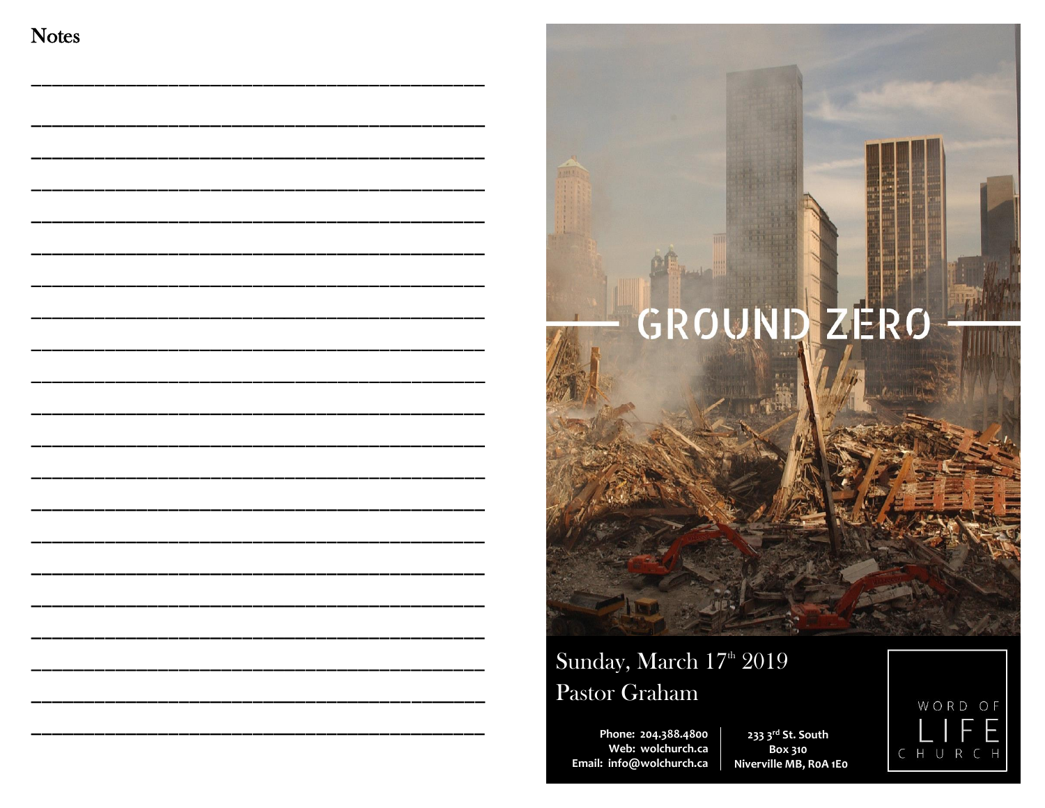## Notes

______________________________________________

______________________________________________

______________________________________________

______________________________________________

______________________________________________

______________________________________________

______________________________________________

______________________________________________

______________________________________________

______________________________________________

______________________________________________

______________________________________________

______________________________________________

______________________________________________

______________________________________________

______________________________________________

______________________________________________

______________________________________________

______________________________________________

______________________________________________

______________________________________________

# GROUND ZERO

Sunday, March 17th 2019

Pastor Graham

Phone: 204.388.4800
Web: wolchurch.ca
Email: info@wolchurch.ca

233 3rd St. South
Box 310
Niverville MB, R0A 1E0

WORD OF LIFE CHURCH